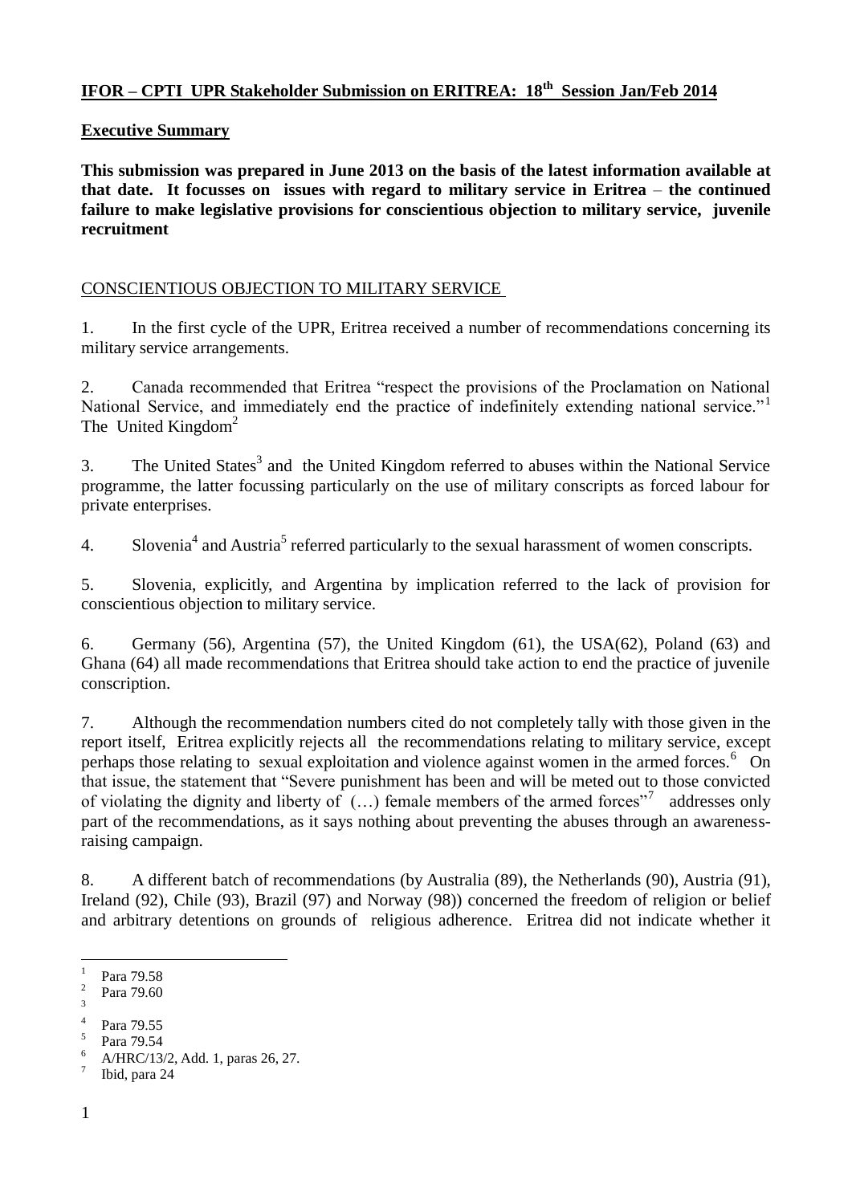**IFOR – CPTI UPR Stakeholder Submission on ERITREA: 18th Session Jan/Feb 2014**

**Executive Summary**

**This submission was prepared in June 2013 on the basis of the latest information available at that date. It focusses on issues with regard to military service in Eritrea – the continued failure to make legislative provisions for conscientious objection to military service, juvenile recruitment**

CONSCIENTIOUS OBJECTION TO MILITARY SERVICE

1. In the first cycle of the UPR, Eritrea received a number of recommendations concerning its military service arrangements.

2. Canada recommended that Eritrea "respect the provisions of the Proclamation on National National Service, and immediately end the practice of indefinitely extending national service."[1] The United Kingdom[2]

3. The United States[3] and the United Kingdom referred to abuses within the National Service programme, the latter focussing particularly on the use of military conscripts as forced labour for private enterprises.

4. Slovenia[4] and Austria[5] referred particularly to the sexual harassment of women conscripts.

5. Slovenia, explicitly, and Argentina by implication referred to the lack of provision for conscientious objection to military service.

6. Germany (56), Argentina (57), the United Kingdom (61), the USA(62), Poland (63) and Ghana (64) all made recommendations that Eritrea should take action to end the practice of juvenile conscription.

7. Although the recommendation numbers cited do not completely tally with those given in the report itself, Eritrea explicitly rejects all the recommendations relating to military service, except perhaps those relating to sexual exploitation and violence against women in the armed forces.[6] On that issue, the statement that "Severe punishment has been and will be meted out to those convicted of violating the dignity and liberty of (…) female members of the armed forces"[7] addresses only part of the recommendations, as it says nothing about preventing the abuses through an awareness-raising campaign.

8. A different batch of recommendations (by Australia (89), the Netherlands (90), Austria (91), Ireland (92), Chile (93), Brazil (97) and Norway (98)) concerned the freedom of religion or belief and arbitrary detentions on grounds of religious adherence. Eritrea did not indicate whether it

---

[1] Para 79.58
[2] Para 79.60
[3]
[4] Para 79.55
[5] Para 79.54
[6] A/HRC/13/2, Add. 1, paras 26, 27.
[7] Ibid, para 24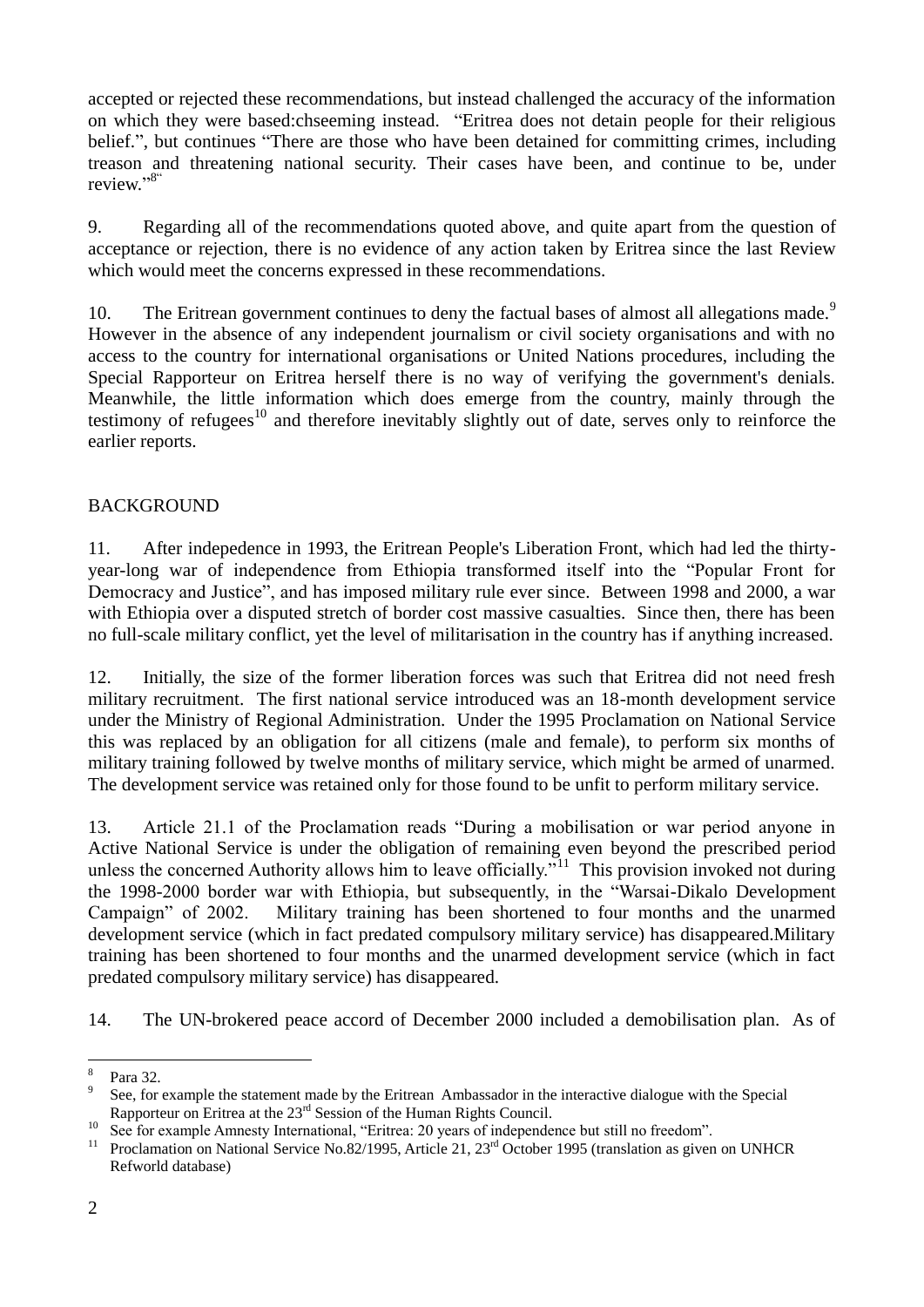accepted or rejected these recommendations, but instead challenged the accuracy of the information on which they were based:chseeming instead. "Eritrea does not detain people for their religious belief.", but continues "There are those who have been detained for committing crimes, including treason and threatening national security. Their cases have been, and continue to be, under review."[8]"

9. Regarding all of the recommendations quoted above, and quite apart from the question of acceptance or rejection, there is no evidence of any action taken by Eritrea since the last Review which would meet the concerns expressed in these recommendations.

10. The Eritrean government continues to deny the factual bases of almost all allegations made.[9] However in the absence of any independent journalism or civil society organisations and with no access to the country for international organisations or United Nations procedures, including the Special Rapporteur on Eritrea herself there is no way of verifying the government's denials. Meanwhile, the little information which does emerge from the country, mainly through the testimony of refugees[10] and therefore inevitably slightly out of date, serves only to reinforce the earlier reports.

BACKGROUND

11. After indepedence in 1993, the Eritrean People's Liberation Front, which had led the thirty-year-long war of independence from Ethiopia transformed itself into the "Popular Front for Democracy and Justice", and has imposed military rule ever since. Between 1998 and 2000, a war with Ethiopia over a disputed stretch of border cost massive casualties. Since then, there has been no full-scale military conflict, yet the level of militarisation in the country has if anything increased.

12. Initially, the size of the former liberation forces was such that Eritrea did not need fresh military recruitment. The first national service introduced was an 18-month development service under the Ministry of Regional Administration. Under the 1995 Proclamation on National Service this was replaced by an obligation for all citizens (male and female), to perform six months of military training followed by twelve months of military service, which might be armed of unarmed. The development service was retained only for those found to be unfit to perform military service.

13. Article 21.1 of the Proclamation reads "During a mobilisation or war period anyone in Active National Service is under the obligation of remaining even beyond the prescribed period unless the concerned Authority allows him to leave officially."[11] This provision invoked not during the 1998-2000 border war with Ethiopia, but subsequently, in the "Warsai-Dikalo Development Campaign" of 2002. Military training has been shortened to four months and the unarmed development service (which in fact predated compulsory military service) has disappeared.Military training has been shortened to four months and the unarmed development service (which in fact predated compulsory military service) has disappeared.

14. The UN-brokered peace accord of December 2000 included a demobilisation plan. As of

---

[8] Para 32.

[9] See, for example the statement made by the Eritrean Ambassador in the interactive dialogue with the Special Rapporteur on Eritrea at the 23rd Session of the Human Rights Council.

[10] See for example Amnesty International, "Eritrea: 20 years of independence but still no freedom".

[11] Proclamation on National Service No.82/1995, Article 21, 23rd October 1995 (translation as given on UNHCR Refworld database)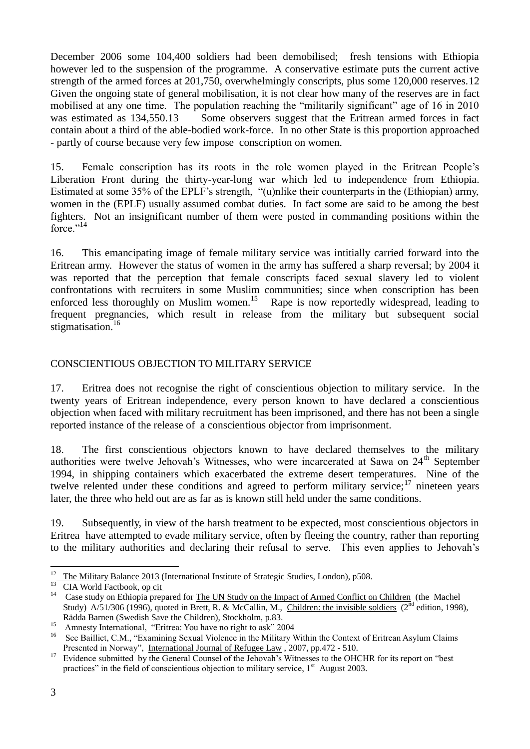December 2006 some 104,400 soldiers had been demobilised; fresh tensions with Ethiopia however led to the suspension of the programme. A conservative estimate puts the current active strength of the armed forces at 201,750, overwhelmingly conscripts, plus some 120,000 reserves.12 Given the ongoing state of general mobilisation, it is not clear how many of the reserves are in fact mobilised at any one time. The population reaching the "militarily significant" age of 16 in 2010 was estimated as 134,550.13 Some observers suggest that the Eritrean armed forces in fact contain about a third of the able-bodied work-force. In no other State is this proportion approached - partly of course because very few impose conscription on women.

15. Female conscription has its roots in the role women played in the Eritrean People's Liberation Front during the thirty-year-long war which led to independence from Ethiopia. Estimated at some 35% of the EPLF's strength, "(u)nlike their counterparts in the (Ethiopian) army, women in the (EPLF) usually assumed combat duties. In fact some are said to be among the best fighters. Not an insignificant number of them were posted in commanding positions within the force."[14]

16. This emancipating image of female military service was intitially carried forward into the Eritrean army. However the status of women in the army has suffered a sharp reversal; by 2004 it was reported that the perception that female conscripts faced sexual slavery led to violent confrontations with recruiters in some Muslim communities; since when conscription has been enforced less thoroughly on Muslim women.[15] Rape is now reportedly widespread, leading to frequent pregnancies, which result in release from the military but subsequent social stigmatisation.[16]

## CONSCIENTIOUS OBJECTION TO MILITARY SERVICE

17. Eritrea does not recognise the right of conscientious objection to military service. In the twenty years of Eritrean independence, every person known to have declared a conscientious objection when faced with military recruitment has been imprisoned, and there has not been a single reported instance of the release of a conscientious objector from imprisonment.

18. The first conscientious objectors known to have declared themselves to the military authorities were twelve Jehovah's Witnesses, who were incarcerated at Sawa on 24th September 1994, in shipping containers which exacerbated the extreme desert temperatures. Nine of the twelve relented under these conditions and agreed to perform military service;[17] nineteen years later, the three who held out are as far as is known still held under the same conditions.

19. Subsequently, in view of the harsh treatment to be expected, most conscientious objectors in Eritrea have attempted to evade military service, often by fleeing the country, rather than reporting to the military authorities and declaring their refusal to serve. This even applies to Jehovah's

---

[12] The Military Balance 2013 (International Institute of Strategic Studies, London), p508.

[13] CIA World Factbook, op cit

[14] Case study on Ethiopia prepared for The UN Study on the Impact of Armed Conflict on Children (the Machel Study) A/51/306 (1996), quoted in Brett, R. & McCallin, M., Children: the invisible soldiers (2nd edition, 1998), Rädda Barnen (Swedish Save the Children), Stockholm, p.83.

[15] Amnesty International, "Eritrea: You have no right to ask" 2004

[16] See Bailliet, C.M., "Examining Sexual Violence in the Military Within the Context of Eritrean Asylum Claims Presented in Norway", International Journal of Refugee Law , 2007, pp.472 - 510.

[17] Evidence submitted by the General Counsel of the Jehovah's Witnesses to the OHCHR for its report on "best practices" in the field of conscientious objection to military service, 1st August 2003.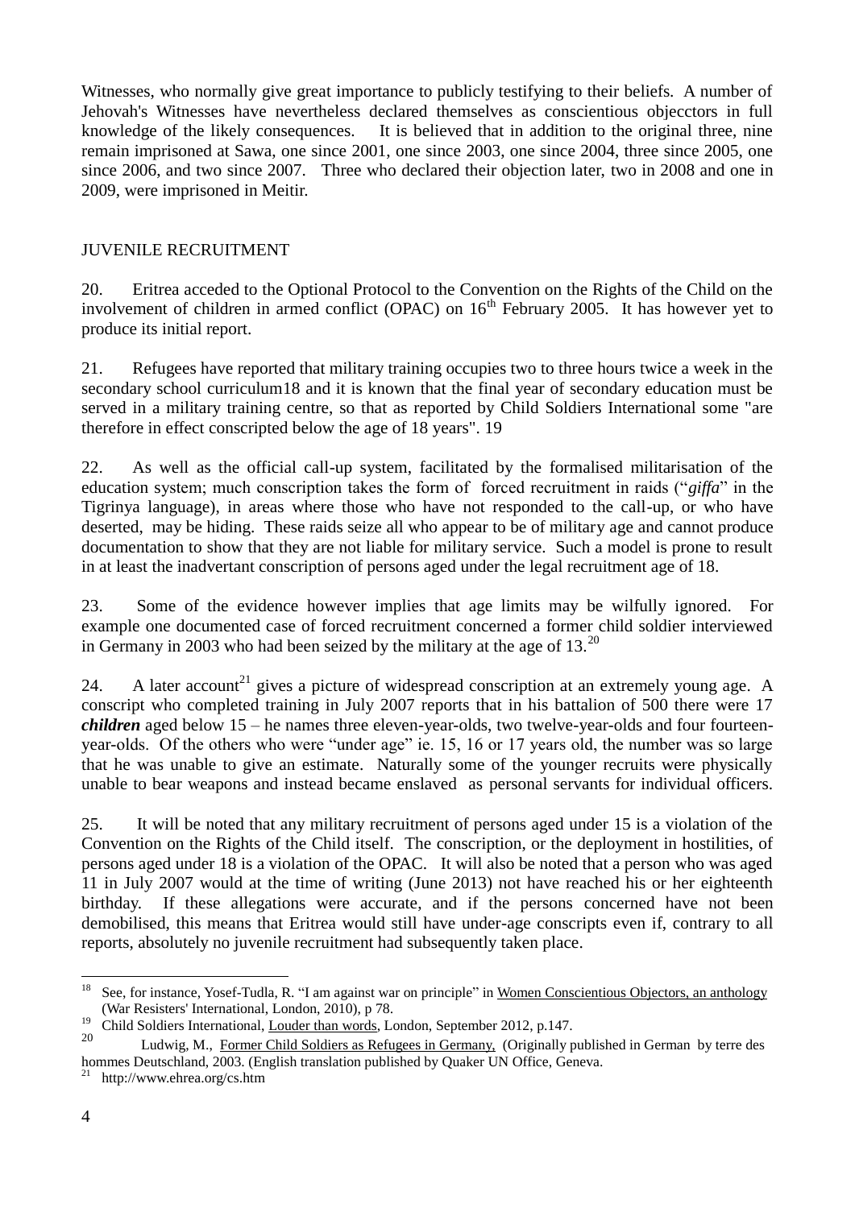Witnesses, who normally give great importance to publicly testifying to their beliefs. A number of Jehovah's Witnesses have nevertheless declared themselves as conscientious objecctors in full knowledge of the likely consequences. It is believed that in addition to the original three, nine remain imprisoned at Sawa, one since 2001, one since 2003, one since 2004, three since 2005, one since 2006, and two since 2007. Three who declared their objection later, two in 2008 and one in 2009, were imprisoned in Meitir.

## JUVENILE RECRUITMENT

20. Eritrea acceded to the Optional Protocol to the Convention on the Rights of the Child on the involvement of children in armed conflict (OPAC) on 16th February 2005. It has however yet to produce its initial report.

21. Refugees have reported that military training occupies two to three hours twice a week in the secondary school curriculum18 and it is known that the final year of secondary education must be served in a military training centre, so that as reported by Child Soldiers International some "are therefore in effect conscripted below the age of 18 years". 19

22. As well as the official call-up system, facilitated by the formalised militarisation of the education system; much conscription takes the form of forced recruitment in raids ("*giffa*" in the Tigrinya language), in areas where those who have not responded to the call-up, or who have deserted, may be hiding. These raids seize all who appear to be of military age and cannot produce documentation to show that they are not liable for military service. Such a model is prone to result in at least the inadvertant conscription of persons aged under the legal recruitment age of 18.

23. Some of the evidence however implies that age limits may be wilfully ignored. For example one documented case of forced recruitment concerned a former child soldier interviewed in Germany in 2003 who had been seized by the military at the age of 13.[20]

24. A later account[21] gives a picture of widespread conscription at an extremely young age. A conscript who completed training in July 2007 reports that in his battalion of 500 there were 17 ***children*** aged below 15 – he names three eleven-year-olds, two twelve-year-olds and four fourteen-year-olds. Of the others who were "under age" ie. 15, 16 or 17 years old, the number was so large that he was unable to give an estimate. Naturally some of the younger recruits were physically unable to bear weapons and instead became enslaved as personal servants for individual officers.

25. It will be noted that any military recruitment of persons aged under 15 is a violation of the Convention on the Rights of the Child itself. The conscription, or the deployment in hostilities, of persons aged under 18 is a violation of the OPAC. It will also be noted that a person who was aged 11 in July 2007 would at the time of writing (June 2013) not have reached his or her eighteenth birthday. If these allegations were accurate, and if the persons concerned have not been demobilised, this means that Eritrea would still have under-age conscripts even if, contrary to all reports, absolutely no juvenile recruitment had subsequently taken place.

---

[18] See, for instance, Yosef-Tudla, R. "I am against war on principle" in Women Conscientious Objectors, an anthology (War Resisters' International, London, 2010), p 78.

[19] Child Soldiers International, Louder than words, London, September 2012, p.147.

[20] Ludwig, M., Former Child Soldiers as Refugees in Germany, (Originally published in German by terre des hommes Deutschland, 2003. (English translation published by Quaker UN Office, Geneva.

[21] http://www.ehrea.org/cs.htm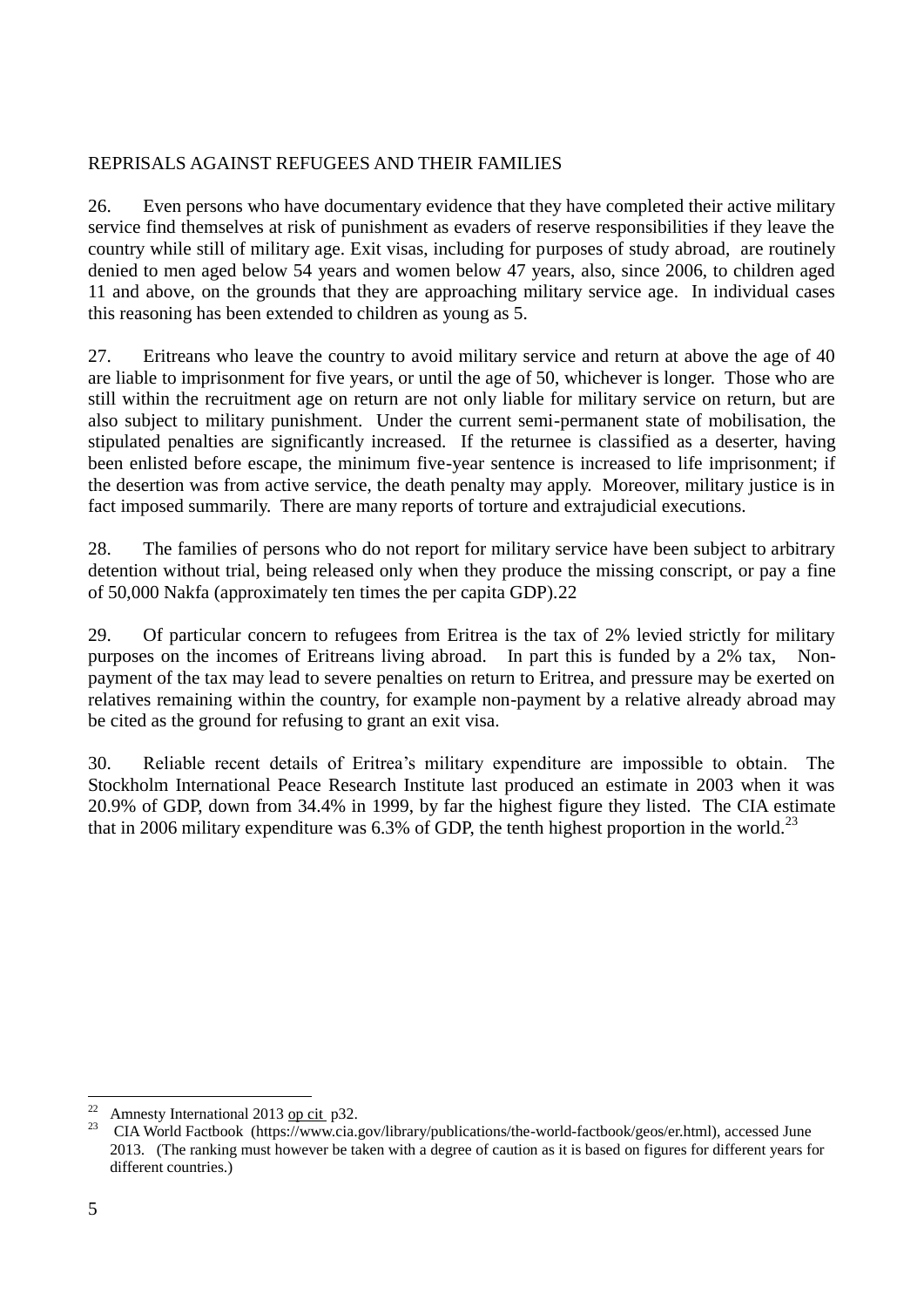REPRISALS AGAINST REFUGEES AND THEIR FAMILIES

26. Even persons who have documentary evidence that they have completed their active military service find themselves at risk of punishment as evaders of reserve responsibilities if they leave the country while still of military age. Exit visas, including for purposes of study abroad, are routinely denied to men aged below 54 years and women below 47 years, also, since 2006, to children aged 11 and above, on the grounds that they are approaching military service age. In individual cases this reasoning has been extended to children as young as 5.

27. Eritreans who leave the country to avoid military service and return at above the age of 40 are liable to imprisonment for five years, or until the age of 50, whichever is longer. Those who are still within the recruitment age on return are not only liable for military service on return, but are also subject to military punishment. Under the current semi-permanent state of mobilisation, the stipulated penalties are significantly increased. If the returnee is classified as a deserter, having been enlisted before escape, the minimum five-year sentence is increased to life imprisonment; if the desertion was from active service, the death penalty may apply. Moreover, military justice is in fact imposed summarily. There are many reports of torture and extrajudicial executions.

28. The families of persons who do not report for military service have been subject to arbitrary detention without trial, being released only when they produce the missing conscript, or pay a fine of 50,000 Nakfa (approximately ten times the per capita GDP).22

29. Of particular concern to refugees from Eritrea is the tax of 2% levied strictly for military purposes on the incomes of Eritreans living abroad. In part this is funded by a 2% tax, Non-payment of the tax may lead to severe penalties on return to Eritrea, and pressure may be exerted on relatives remaining within the country, for example non-payment by a relative already abroad may be cited as the ground for refusing to grant an exit visa.

30. Reliable recent details of Eritrea's military expenditure are impossible to obtain. The Stockholm International Peace Research Institute last produced an estimate in 2003 when it was 20.9% of GDP, down from 34.4% in 1999, by far the highest figure they listed. The CIA estimate that in 2006 military expenditure was 6.3% of GDP, the tenth highest proportion in the world.[23]

---

[22] Amnesty International 2013 op cit p32.

[23] CIA World Factbook (https://www.cia.gov/library/publications/the-world-factbook/geos/er.html), accessed June 2013. (The ranking must however be taken with a degree of caution as it is based on figures for different years for different countries.)